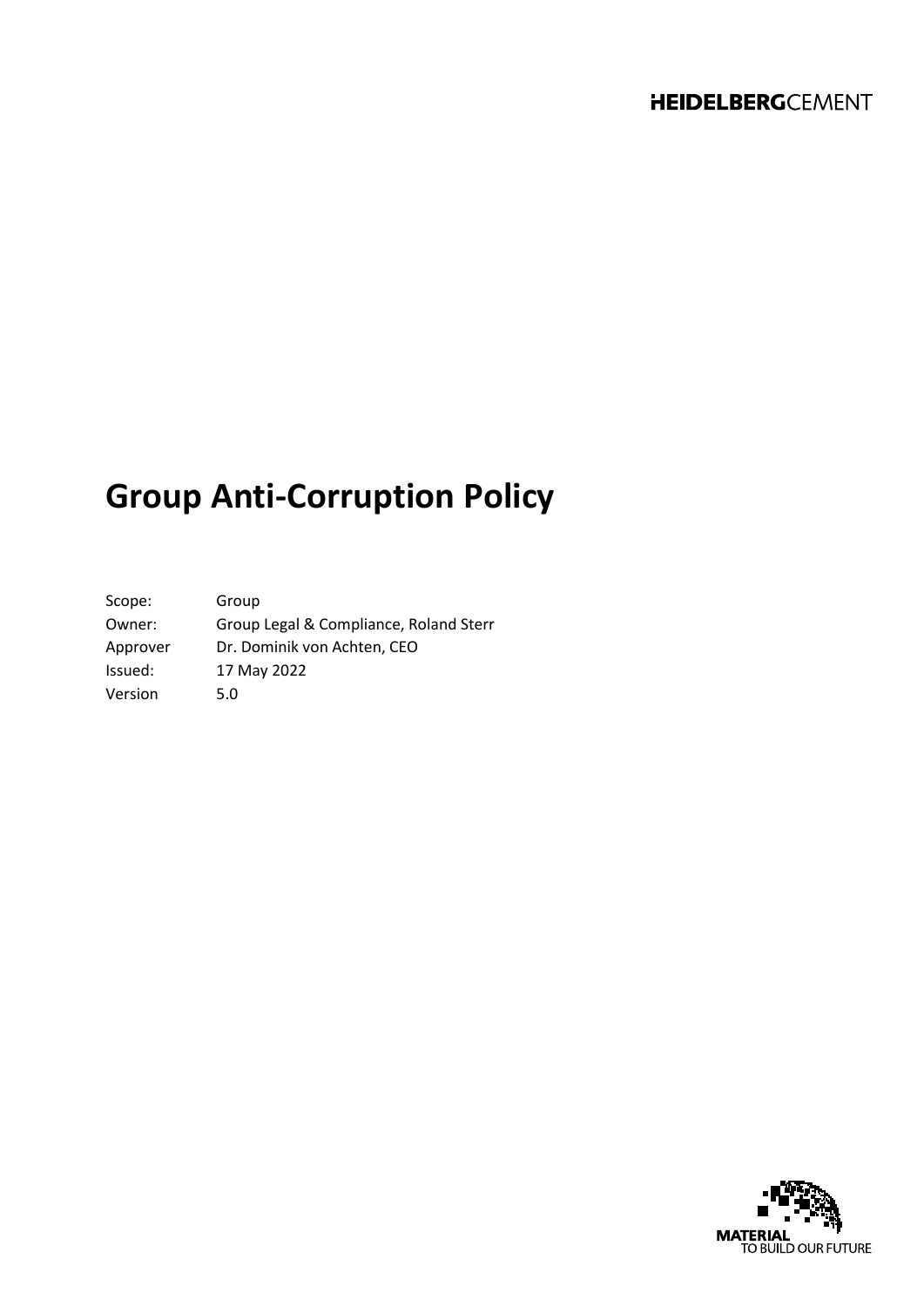HEIDELBERGCEMENT

# Group Anti-Corruption Policy

| | |
|---|---|
| Scope: | Group |
| Owner: | Group Legal & Compliance, Roland Sterr |
| Approver | Dr. Dominik von Achten, CEO |
| Issued: | 17 May 2022 |
| Version | 5.0 |

MATERIAL
TO BUILD OUR FUTURE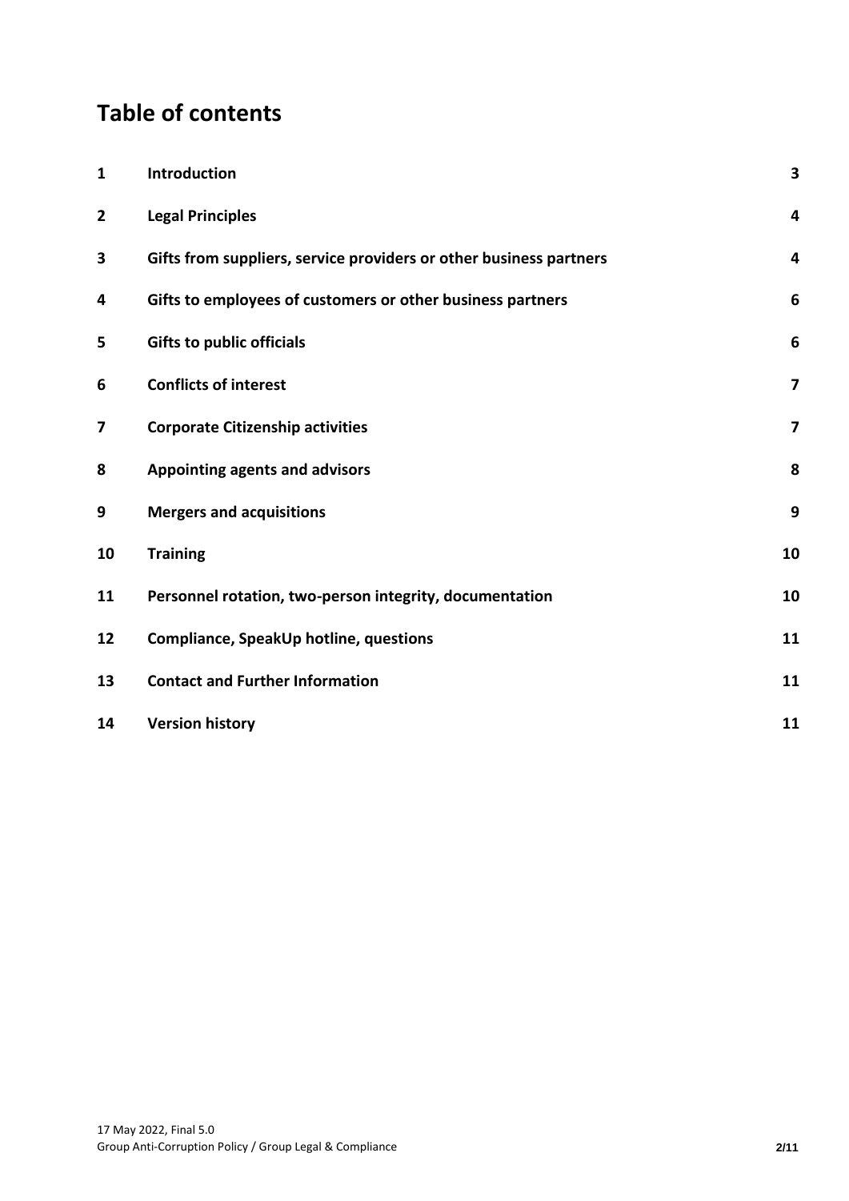# Table of contents

| | | |
|---|---|---|
| 1 | Introduction | 3 |
| 2 | Legal Principles | 4 |
| 3 | Gifts from suppliers, service providers or other business partners | 4 |
| 4 | Gifts to employees of customers or other business partners | 6 |
| 5 | Gifts to public officials | 6 |
| 6 | Conflicts of interest | 7 |
| 7 | Corporate Citizenship activities | 7 |
| 8 | Appointing agents and advisors | 8 |
| 9 | Mergers and acquisitions | 9 |
| 10 | Training | 10 |
| 11 | Personnel rotation, two-person integrity, documentation | 10 |
| 12 | Compliance, SpeakUp hotline, questions | 11 |
| 13 | Contact and Further Information | 11 |
| 14 | Version history | 11 |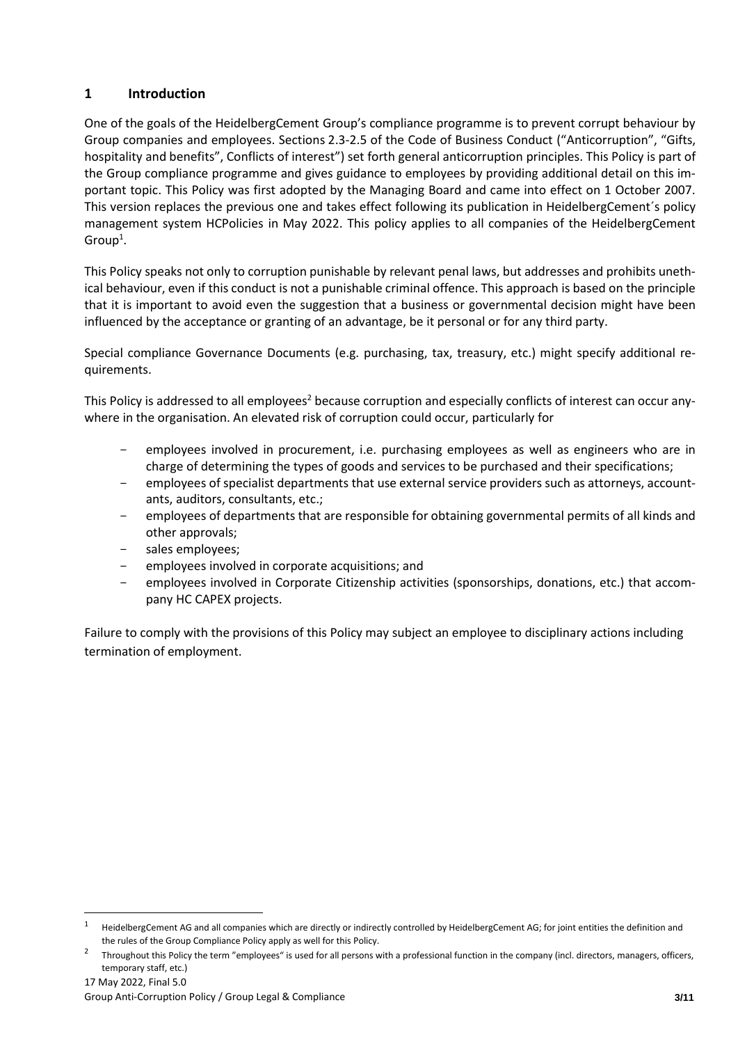## 1 Introduction

One of the goals of the HeidelbergCement Group's compliance programme is to prevent corrupt behaviour by Group companies and employees. Sections 2.3-2.5 of the Code of Business Conduct ("Anticorruption", "Gifts, hospitality and benefits", Conflicts of interest") set forth general anticorruption principles. This Policy is part of the Group compliance programme and gives guidance to employees by providing additional detail on this important topic. This Policy was first adopted by the Managing Board and came into effect on 1 October 2007. This version replaces the previous one and takes effect following its publication in HeidelbergCement´s policy management system HCPolicies in May 2022. This policy applies to all companies of the HeidelbergCement Group[1].

This Policy speaks not only to corruption punishable by relevant penal laws, but addresses and prohibits unethical behaviour, even if this conduct is not a punishable criminal offence. This approach is based on the principle that it is important to avoid even the suggestion that a business or governmental decision might have been influenced by the acceptance or granting of an advantage, be it personal or for any third party.

Special compliance Governance Documents (e.g. purchasing, tax, treasury, etc.) might specify additional requirements.

This Policy is addressed to all employees[2] because corruption and especially conflicts of interest can occur anywhere in the organisation. An elevated risk of corruption could occur, particularly for

- employees involved in procurement, i.e. purchasing employees as well as engineers who are in charge of determining the types of goods and services to be purchased and their specifications;
- employees of specialist departments that use external service providers such as attorneys, accountants, auditors, consultants, etc.;
- employees of departments that are responsible for obtaining governmental permits of all kinds and other approvals;
- sales employees;
- employees involved in corporate acquisitions; and
- employees involved in Corporate Citizenship activities (sponsorships, donations, etc.) that accompany HC CAPEX projects.

Failure to comply with the provisions of this Policy may subject an employee to disciplinary actions including termination of employment.

---

[1] HeidelbergCement AG and all companies which are directly or indirectly controlled by HeidelbergCement AG; for joint entities the definition and the rules of the Group Compliance Policy apply as well for this Policy.

[2] Throughout this Policy the term "employees" is used for all persons with a professional function in the company (incl. directors, managers, officers, temporary staff, etc.)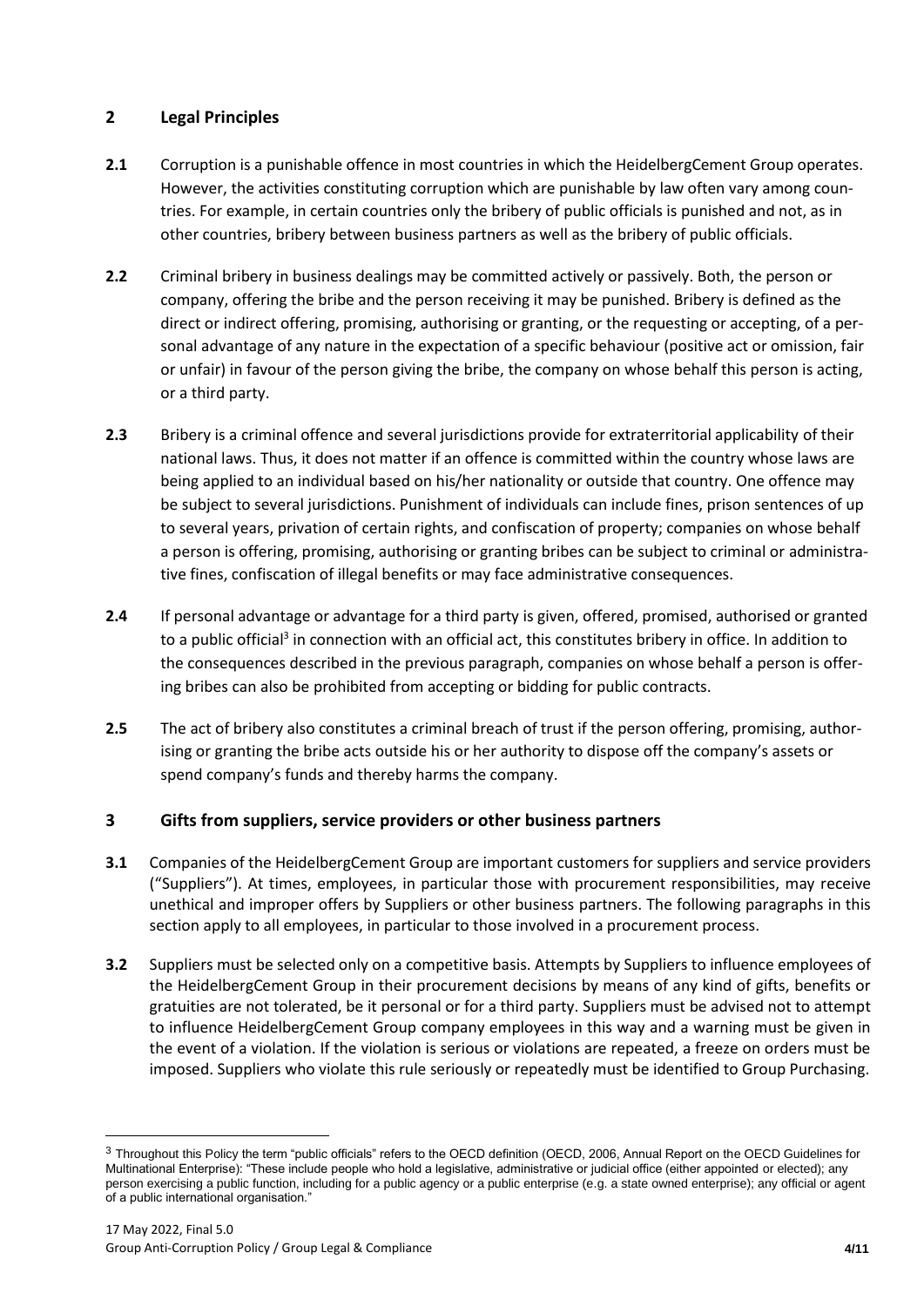## 2 Legal Principles

**2.1** Corruption is a punishable offence in most countries in which the HeidelbergCement Group operates. However, the activities constituting corruption which are punishable by law often vary among countries. For example, in certain countries only the bribery of public officials is punished and not, as in other countries, bribery between business partners as well as the bribery of public officials.

**2.2** Criminal bribery in business dealings may be committed actively or passively. Both, the person or company, offering the bribe and the person receiving it may be punished. Bribery is defined as the direct or indirect offering, promising, authorising or granting, or the requesting or accepting, of a personal advantage of any nature in the expectation of a specific behaviour (positive act or omission, fair or unfair) in favour of the person giving the bribe, the company on whose behalf this person is acting, or a third party.

**2.3** Bribery is a criminal offence and several jurisdictions provide for extraterritorial applicability of their national laws. Thus, it does not matter if an offence is committed within the country whose laws are being applied to an individual based on his/her nationality or outside that country. One offence may be subject to several jurisdictions. Punishment of individuals can include fines, prison sentences of up to several years, privation of certain rights, and confiscation of property; companies on whose behalf a person is offering, promising, authorising or granting bribes can be subject to criminal or administrative fines, confiscation of illegal benefits or may face administrative consequences.

**2.4** If personal advantage or advantage for a third party is given, offered, promised, authorised or granted to a public official[3] in connection with an official act, this constitutes bribery in office. In addition to the consequences described in the previous paragraph, companies on whose behalf a person is offering bribes can also be prohibited from accepting or bidding for public contracts.

**2.5** The act of bribery also constitutes a criminal breach of trust if the person offering, promising, authorising or granting the bribe acts outside his or her authority to dispose off the company's assets or spend company's funds and thereby harms the company.

## 3 Gifts from suppliers, service providers or other business partners

**3.1** Companies of the HeidelbergCement Group are important customers for suppliers and service providers ("Suppliers"). At times, employees, in particular those with procurement responsibilities, may receive unethical and improper offers by Suppliers or other business partners. The following paragraphs in this section apply to all employees, in particular to those involved in a procurement process.

**3.2** Suppliers must be selected only on a competitive basis. Attempts by Suppliers to influence employees of the HeidelbergCement Group in their procurement decisions by means of any kind of gifts, benefits or gratuities are not tolerated, be it personal or for a third party. Suppliers must be advised not to attempt to influence HeidelbergCement Group company employees in this way and a warning must be given in the event of a violation. If the violation is serious or violations are repeated, a freeze on orders must be imposed. Suppliers who violate this rule seriously or repeatedly must be identified to Group Purchasing.

---

[3] Throughout this Policy the term "public officials" refers to the OECD definition (OECD, 2006, Annual Report on the OECD Guidelines for Multinational Enterprise): "These include people who hold a legislative, administrative or judicial office (either appointed or elected); any person exercising a public function, including for a public agency or a public enterprise (e.g. a state owned enterprise); any official or agent of a public international organisation."

17 May 2022, Final 5.0
Group Anti-Corruption Policy / Group Legal & Compliance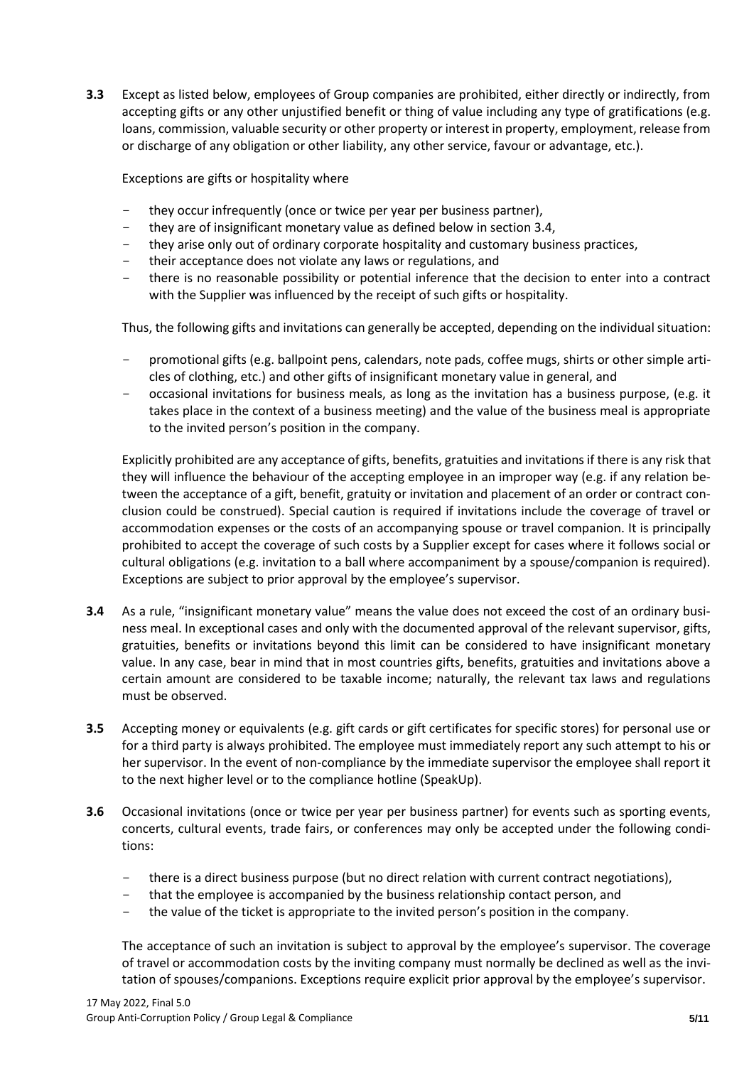**3.3** Except as listed below, employees of Group companies are prohibited, either directly or indirectly, from accepting gifts or any other unjustified benefit or thing of value including any type of gratifications (e.g. loans, commission, valuable security or other property or interest in property, employment, release from or discharge of any obligation or other liability, any other service, favour or advantage, etc.).

Exceptions are gifts or hospitality where

- they occur infrequently (once or twice per year per business partner),
- they are of insignificant monetary value as defined below in section 3.4,
- they arise only out of ordinary corporate hospitality and customary business practices,
- their acceptance does not violate any laws or regulations, and
- there is no reasonable possibility or potential inference that the decision to enter into a contract with the Supplier was influenced by the receipt of such gifts or hospitality.

Thus, the following gifts and invitations can generally be accepted, depending on the individual situation:

- promotional gifts (e.g. ballpoint pens, calendars, note pads, coffee mugs, shirts or other simple articles of clothing, etc.) and other gifts of insignificant monetary value in general, and
- occasional invitations for business meals, as long as the invitation has a business purpose, (e.g. it takes place in the context of a business meeting) and the value of the business meal is appropriate to the invited person's position in the company.

Explicitly prohibited are any acceptance of gifts, benefits, gratuities and invitations if there is any risk that they will influence the behaviour of the accepting employee in an improper way (e.g. if any relation between the acceptance of a gift, benefit, gratuity or invitation and placement of an order or contract conclusion could be construed). Special caution is required if invitations include the coverage of travel or accommodation expenses or the costs of an accompanying spouse or travel companion. It is principally prohibited to accept the coverage of such costs by a Supplier except for cases where it follows social or cultural obligations (e.g. invitation to a ball where accompaniment by a spouse/companion is required). Exceptions are subject to prior approval by the employee's supervisor.

**3.4** As a rule, "insignificant monetary value" means the value does not exceed the cost of an ordinary business meal. In exceptional cases and only with the documented approval of the relevant supervisor, gifts, gratuities, benefits or invitations beyond this limit can be considered to have insignificant monetary value. In any case, bear in mind that in most countries gifts, benefits, gratuities and invitations above a certain amount are considered to be taxable income; naturally, the relevant tax laws and regulations must be observed.

**3.5** Accepting money or equivalents (e.g. gift cards or gift certificates for specific stores) for personal use or for a third party is always prohibited. The employee must immediately report any such attempt to his or her supervisor. In the event of non-compliance by the immediate supervisor the employee shall report it to the next higher level or to the compliance hotline (SpeakUp).

**3.6** Occasional invitations (once or twice per year per business partner) for events such as sporting events, concerts, cultural events, trade fairs, or conferences may only be accepted under the following conditions:

- there is a direct business purpose (but no direct relation with current contract negotiations),
- that the employee is accompanied by the business relationship contact person, and
- the value of the ticket is appropriate to the invited person's position in the company.

The acceptance of such an invitation is subject to approval by the employee's supervisor. The coverage of travel or accommodation costs by the inviting company must normally be declined as well as the invitation of spouses/companions. Exceptions require explicit prior approval by the employee's supervisor.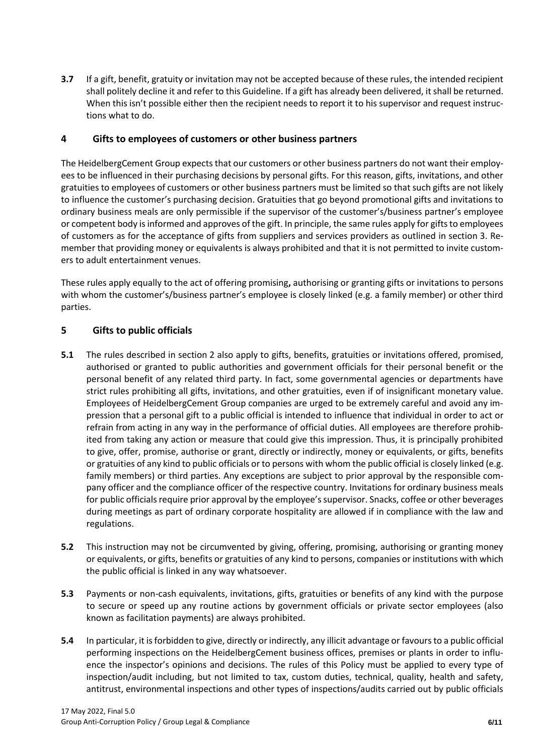**3.7** If a gift, benefit, gratuity or invitation may not be accepted because of these rules, the intended recipient shall politely decline it and refer to this Guideline. If a gift has already been delivered, it shall be returned. When this isn't possible either then the recipient needs to report it to his supervisor and request instructions what to do.

## 4 Gifts to employees of customers or other business partners

The HeidelbergCement Group expects that our customers or other business partners do not want their employees to be influenced in their purchasing decisions by personal gifts. For this reason, gifts, invitations, and other gratuities to employees of customers or other business partners must be limited so that such gifts are not likely to influence the customer's purchasing decision. Gratuities that go beyond promotional gifts and invitations to ordinary business meals are only permissible if the supervisor of the customer's/business partner's employee or competent body is informed and approves of the gift. In principle, the same rules apply for gifts to employees of customers as for the acceptance of gifts from suppliers and services providers as outlined in section 3. Remember that providing money or equivalents is always prohibited and that it is not permitted to invite customers to adult entertainment venues.

These rules apply equally to the act of offering promising**,** authorising or granting gifts or invitations to persons with whom the customer's/business partner's employee is closely linked (e.g. a family member) or other third parties.

## 5 Gifts to public officials

**5.1** The rules described in section 2 also apply to gifts, benefits, gratuities or invitations offered, promised, authorised or granted to public authorities and government officials for their personal benefit or the personal benefit of any related third party. In fact, some governmental agencies or departments have strict rules prohibiting all gifts, invitations, and other gratuities, even if of insignificant monetary value. Employees of HeidelbergCement Group companies are urged to be extremely careful and avoid any impression that a personal gift to a public official is intended to influence that individual in order to act or refrain from acting in any way in the performance of official duties. All employees are therefore prohibited from taking any action or measure that could give this impression. Thus, it is principally prohibited to give, offer, promise, authorise or grant, directly or indirectly, money or equivalents, or gifts, benefits or gratuities of any kind to public officials or to persons with whom the public official is closely linked (e.g. family members) or third parties. Any exceptions are subject to prior approval by the responsible company officer and the compliance officer of the respective country. Invitations for ordinary business meals for public officials require prior approval by the employee's supervisor. Snacks, coffee or other beverages during meetings as part of ordinary corporate hospitality are allowed if in compliance with the law and regulations.

**5.2** This instruction may not be circumvented by giving, offering, promising, authorising or granting money or equivalents, or gifts, benefits or gratuities of any kind to persons, companies or institutions with which the public official is linked in any way whatsoever.

**5.3** Payments or non-cash equivalents, invitations, gifts, gratuities or benefits of any kind with the purpose to secure or speed up any routine actions by government officials or private sector employees (also known as facilitation payments) are always prohibited.

**5.4** In particular, it is forbidden to give, directly or indirectly, any illicit advantage or favours to a public official performing inspections on the HeidelbergCement business offices, premises or plants in order to influence the inspector's opinions and decisions. The rules of this Policy must be applied to every type of inspection/audit including, but not limited to tax, custom duties, technical, quality, health and safety, antitrust, environmental inspections and other types of inspections/audits carried out by public officials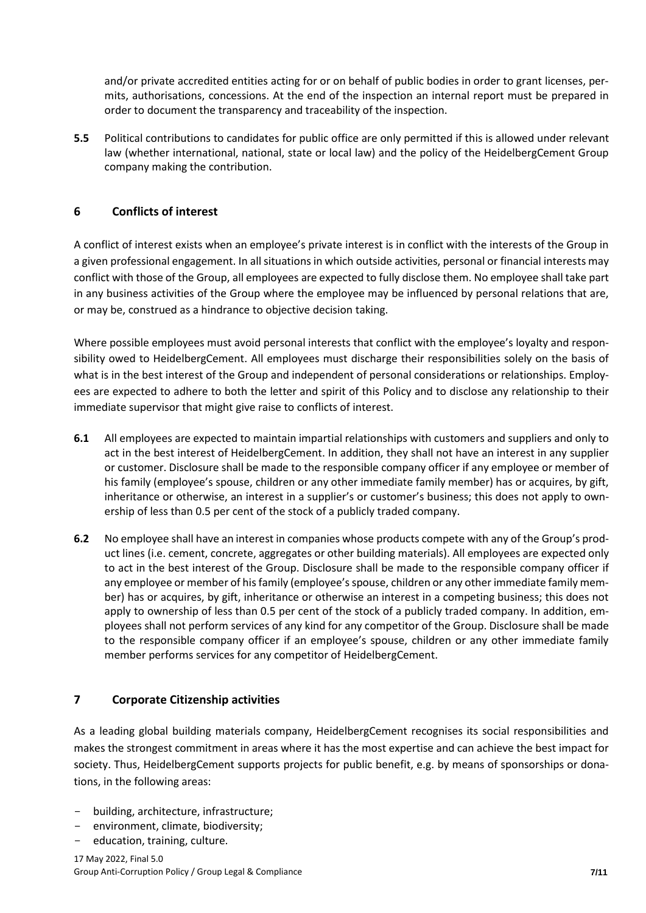and/or private accredited entities acting for or on behalf of public bodies in order to grant licenses, permits, authorisations, concessions. At the end of the inspection an internal report must be prepared in order to document the transparency and traceability of the inspection.

**5.5** Political contributions to candidates for public office are only permitted if this is allowed under relevant law (whether international, national, state or local law) and the policy of the HeidelbergCement Group company making the contribution.

## 6 Conflicts of interest

A conflict of interest exists when an employee's private interest is in conflict with the interests of the Group in a given professional engagement. In all situations in which outside activities, personal or financial interests may conflict with those of the Group, all employees are expected to fully disclose them. No employee shall take part in any business activities of the Group where the employee may be influenced by personal relations that are, or may be, construed as a hindrance to objective decision taking.

Where possible employees must avoid personal interests that conflict with the employee's loyalty and responsibility owed to HeidelbergCement. All employees must discharge their responsibilities solely on the basis of what is in the best interest of the Group and independent of personal considerations or relationships. Employees are expected to adhere to both the letter and spirit of this Policy and to disclose any relationship to their immediate supervisor that might give raise to conflicts of interest.

**6.1** All employees are expected to maintain impartial relationships with customers and suppliers and only to act in the best interest of HeidelbergCement. In addition, they shall not have an interest in any supplier or customer. Disclosure shall be made to the responsible company officer if any employee or member of his family (employee's spouse, children or any other immediate family member) has or acquires, by gift, inheritance or otherwise, an interest in a supplier's or customer's business; this does not apply to ownership of less than 0.5 per cent of the stock of a publicly traded company.

**6.2** No employee shall have an interest in companies whose products compete with any of the Group's product lines (i.e. cement, concrete, aggregates or other building materials). All employees are expected only to act in the best interest of the Group. Disclosure shall be made to the responsible company officer if any employee or member of his family (employee's spouse, children or any other immediate family member) has or acquires, by gift, inheritance or otherwise an interest in a competing business; this does not apply to ownership of less than 0.5 per cent of the stock of a publicly traded company. In addition, employees shall not perform services of any kind for any competitor of the Group. Disclosure shall be made to the responsible company officer if an employee's spouse, children or any other immediate family member performs services for any competitor of HeidelbergCement.

## 7 Corporate Citizenship activities

As a leading global building materials company, HeidelbergCement recognises its social responsibilities and makes the strongest commitment in areas where it has the most expertise and can achieve the best impact for society. Thus, HeidelbergCement supports projects for public benefit, e.g. by means of sponsorships or donations, in the following areas:

- building, architecture, infrastructure;
- environment, climate, biodiversity;
- education, training, culture.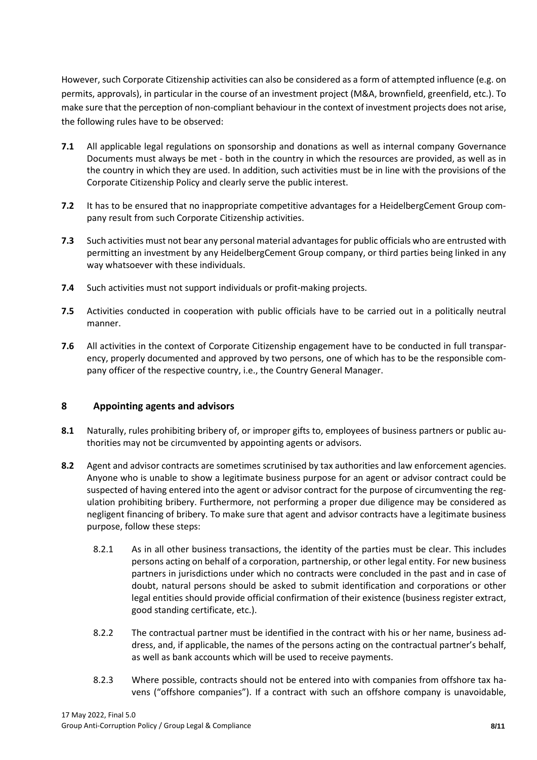However, such Corporate Citizenship activities can also be considered as a form of attempted influence (e.g. on permits, approvals), in particular in the course of an investment project (M&A, brownfield, greenfield, etc.). To make sure that the perception of non-compliant behaviour in the context of investment projects does not arise, the following rules have to be observed:

**7.1** All applicable legal regulations on sponsorship and donations as well as internal company Governance Documents must always be met - both in the country in which the resources are provided, as well as in the country in which they are used. In addition, such activities must be in line with the provisions of the Corporate Citizenship Policy and clearly serve the public interest.

**7.2** It has to be ensured that no inappropriate competitive advantages for a HeidelbergCement Group company result from such Corporate Citizenship activities.

**7.3** Such activities must not bear any personal material advantages for public officials who are entrusted with permitting an investment by any HeidelbergCement Group company, or third parties being linked in any way whatsoever with these individuals.

**7.4** Such activities must not support individuals or profit-making projects.

**7.5** Activities conducted in cooperation with public officials have to be carried out in a politically neutral manner.

**7.6** All activities in the context of Corporate Citizenship engagement have to be conducted in full transparency, properly documented and approved by two persons, one of which has to be the responsible company officer of the respective country, i.e., the Country General Manager.

## 8 Appointing agents and advisors

**8.1** Naturally, rules prohibiting bribery of, or improper gifts to, employees of business partners or public authorities may not be circumvented by appointing agents or advisors.

**8.2** Agent and advisor contracts are sometimes scrutinised by tax authorities and law enforcement agencies. Anyone who is unable to show a legitimate business purpose for an agent or advisor contract could be suspected of having entered into the agent or advisor contract for the purpose of circumventing the regulation prohibiting bribery. Furthermore, not performing a proper due diligence may be considered as negligent financing of bribery. To make sure that agent and advisor contracts have a legitimate business purpose, follow these steps:

8.2.1 As in all other business transactions, the identity of the parties must be clear. This includes persons acting on behalf of a corporation, partnership, or other legal entity. For new business partners in jurisdictions under which no contracts were concluded in the past and in case of doubt, natural persons should be asked to submit identification and corporations or other legal entities should provide official confirmation of their existence (business register extract, good standing certificate, etc.).

8.2.2 The contractual partner must be identified in the contract with his or her name, business address, and, if applicable, the names of the persons acting on the contractual partner's behalf, as well as bank accounts which will be used to receive payments.

8.2.3 Where possible, contracts should not be entered into with companies from offshore tax havens ("offshore companies"). If a contract with such an offshore company is unavoidable,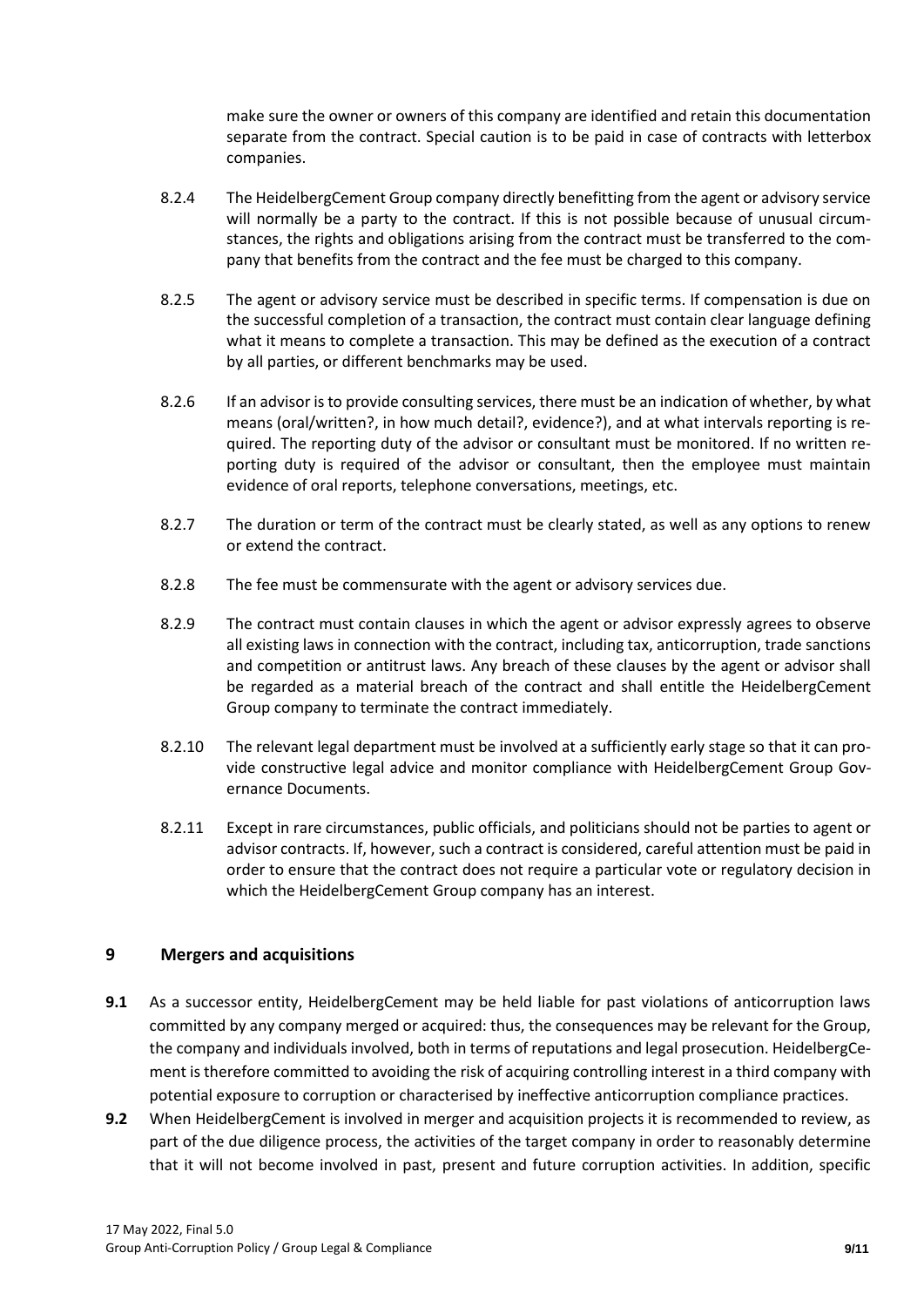make sure the owner or owners of this company are identified and retain this documentation separate from the contract. Special caution is to be paid in case of contracts with letterbox companies.

8.2.4 The HeidelbergCement Group company directly benefitting from the agent or advisory service will normally be a party to the contract. If this is not possible because of unusual circumstances, the rights and obligations arising from the contract must be transferred to the company that benefits from the contract and the fee must be charged to this company.

8.2.5 The agent or advisory service must be described in specific terms. If compensation is due on the successful completion of a transaction, the contract must contain clear language defining what it means to complete a transaction. This may be defined as the execution of a contract by all parties, or different benchmarks may be used.

8.2.6 If an advisor is to provide consulting services, there must be an indication of whether, by what means (oral/written?, in how much detail?, evidence?), and at what intervals reporting is required. The reporting duty of the advisor or consultant must be monitored. If no written reporting duty is required of the advisor or consultant, then the employee must maintain evidence of oral reports, telephone conversations, meetings, etc.

8.2.7 The duration or term of the contract must be clearly stated, as well as any options to renew or extend the contract.

8.2.8 The fee must be commensurate with the agent or advisory services due.

8.2.9 The contract must contain clauses in which the agent or advisor expressly agrees to observe all existing laws in connection with the contract, including tax, anticorruption, trade sanctions and competition or antitrust laws. Any breach of these clauses by the agent or advisor shall be regarded as a material breach of the contract and shall entitle the HeidelbergCement Group company to terminate the contract immediately.

8.2.10 The relevant legal department must be involved at a sufficiently early stage so that it can provide constructive legal advice and monitor compliance with HeidelbergCement Group Governance Documents.

8.2.11 Except in rare circumstances, public officials, and politicians should not be parties to agent or advisor contracts. If, however, such a contract is considered, careful attention must be paid in order to ensure that the contract does not require a particular vote or regulatory decision in which the HeidelbergCement Group company has an interest.

## 9 Mergers and acquisitions

**9.1** As a successor entity, HeidelbergCement may be held liable for past violations of anticorruption laws committed by any company merged or acquired: thus, the consequences may be relevant for the Group, the company and individuals involved, both in terms of reputations and legal prosecution. HeidelbergCement is therefore committed to avoiding the risk of acquiring controlling interest in a third company with potential exposure to corruption or characterised by ineffective anticorruption compliance practices.

**9.2** When HeidelbergCement is involved in merger and acquisition projects it is recommended to review, as part of the due diligence process, the activities of the target company in order to reasonably determine that it will not become involved in past, present and future corruption activities. In addition, specific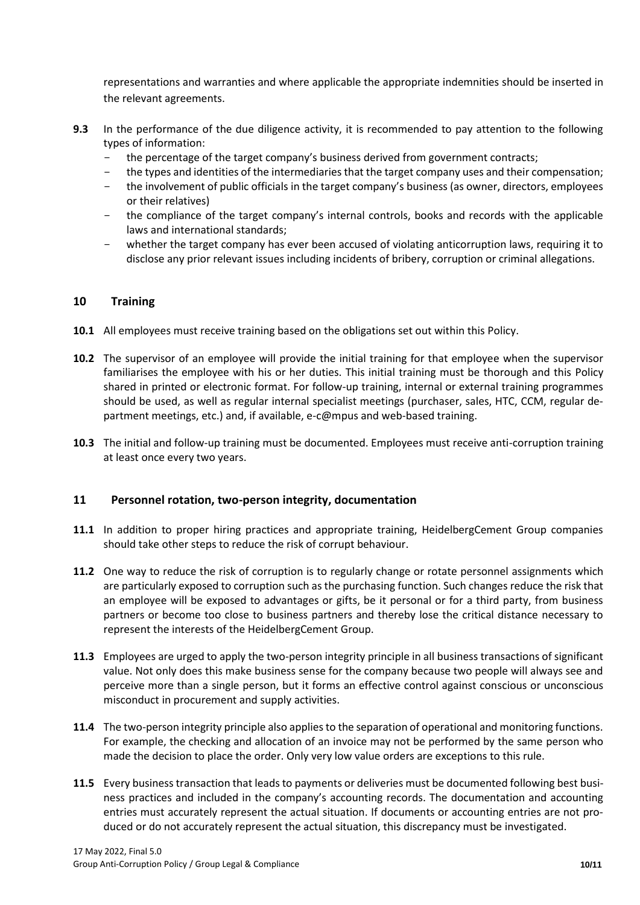representations and warranties and where applicable the appropriate indemnities should be inserted in the relevant agreements.

**9.3** In the performance of the due diligence activity, it is recommended to pay attention to the following types of information:

- the percentage of the target company's business derived from government contracts;
- the types and identities of the intermediaries that the target company uses and their compensation;
- the involvement of public officials in the target company's business (as owner, directors, employees or their relatives)
- the compliance of the target company's internal controls, books and records with the applicable laws and international standards;
- whether the target company has ever been accused of violating anticorruption laws, requiring it to disclose any prior relevant issues including incidents of bribery, corruption or criminal allegations.

## 10 Training

**10.1** All employees must receive training based on the obligations set out within this Policy.

**10.2** The supervisor of an employee will provide the initial training for that employee when the supervisor familiarises the employee with his or her duties. This initial training must be thorough and this Policy shared in printed or electronic format. For follow-up training, internal or external training programmes should be used, as well as regular internal specialist meetings (purchaser, sales, HTC, CCM, regular department meetings, etc.) and, if available, e-c@mpus and web-based training.

**10.3** The initial and follow-up training must be documented. Employees must receive anti-corruption training at least once every two years.

## 11 Personnel rotation, two-person integrity, documentation

**11.1** In addition to proper hiring practices and appropriate training, HeidelbergCement Group companies should take other steps to reduce the risk of corrupt behaviour.

**11.2** One way to reduce the risk of corruption is to regularly change or rotate personnel assignments which are particularly exposed to corruption such as the purchasing function. Such changes reduce the risk that an employee will be exposed to advantages or gifts, be it personal or for a third party, from business partners or become too close to business partners and thereby lose the critical distance necessary to represent the interests of the HeidelbergCement Group.

**11.3** Employees are urged to apply the two-person integrity principle in all business transactions of significant value. Not only does this make business sense for the company because two people will always see and perceive more than a single person, but it forms an effective control against conscious or unconscious misconduct in procurement and supply activities.

**11.4** The two-person integrity principle also applies to the separation of operational and monitoring functions. For example, the checking and allocation of an invoice may not be performed by the same person who made the decision to place the order. Only very low value orders are exceptions to this rule.

**11.5** Every business transaction that leads to payments or deliveries must be documented following best business practices and included in the company's accounting records. The documentation and accounting entries must accurately represent the actual situation. If documents or accounting entries are not produced or do not accurately represent the actual situation, this discrepancy must be investigated.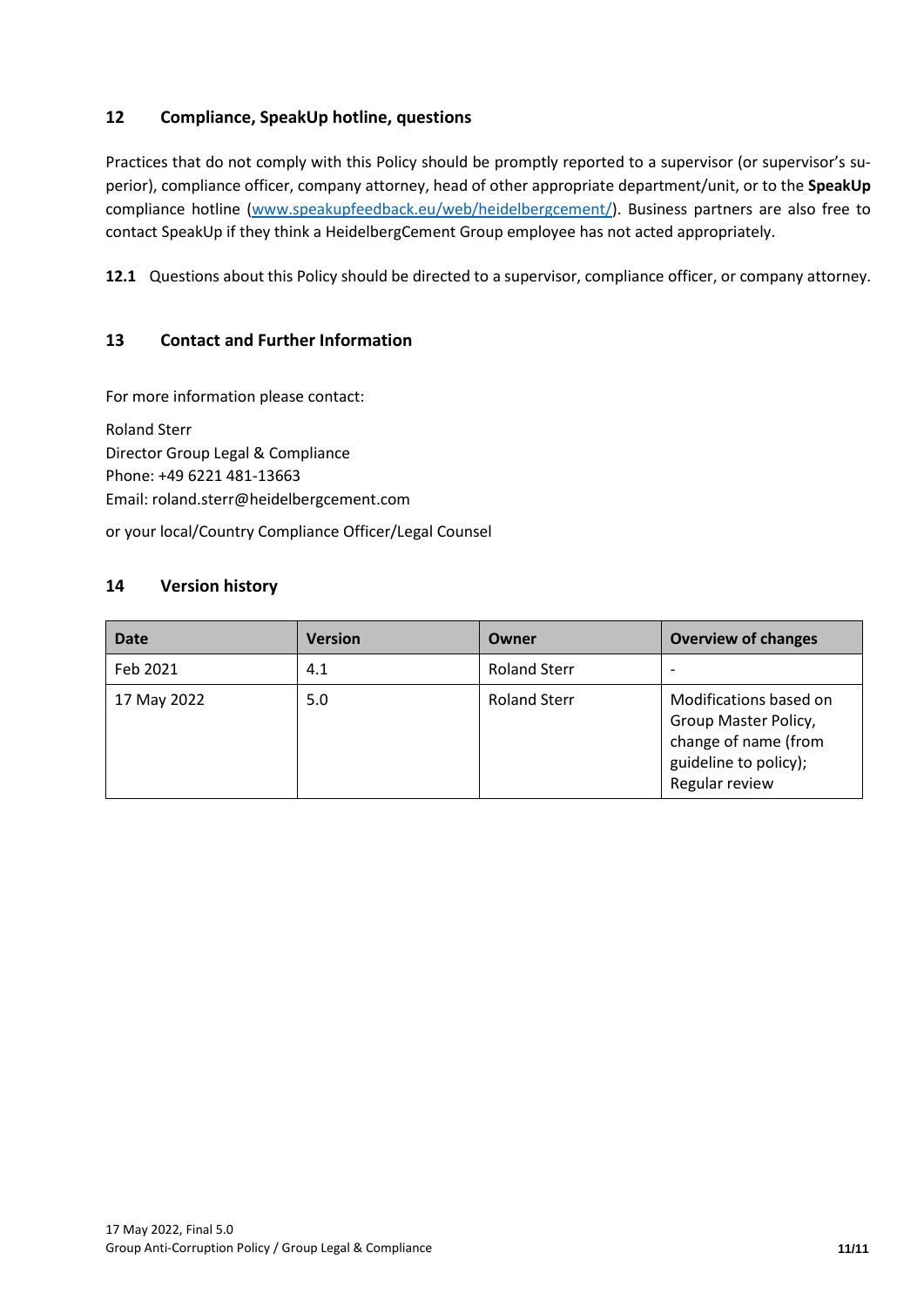## 12 Compliance, SpeakUp hotline, questions

Practices that do not comply with this Policy should be promptly reported to a supervisor (or supervisor's superior), compliance officer, company attorney, head of other appropriate department/unit, or to the **SpeakUp** compliance hotline (www.speakupfeedback.eu/web/heidelbergcement/). Business partners are also free to contact SpeakUp if they think a HeidelbergCement Group employee has not acted appropriately.

**12.1** Questions about this Policy should be directed to a supervisor, compliance officer, or company attorney.

## 13 Contact and Further Information

For more information please contact:

Roland Sterr
Director Group Legal & Compliance
Phone: +49 6221 481-13663
Email: roland.sterr@heidelbergcement.com

or your local/Country Compliance Officer/Legal Counsel

## 14 Version history

| Date | Version | Owner | Overview of changes |
|---|---|---|---|
| Feb 2021 | 4.1 | Roland Sterr | - |
| 17 May 2022 | 5.0 | Roland Sterr | Modifications based on Group Master Policy, change of name (from guideline to policy); Regular review |